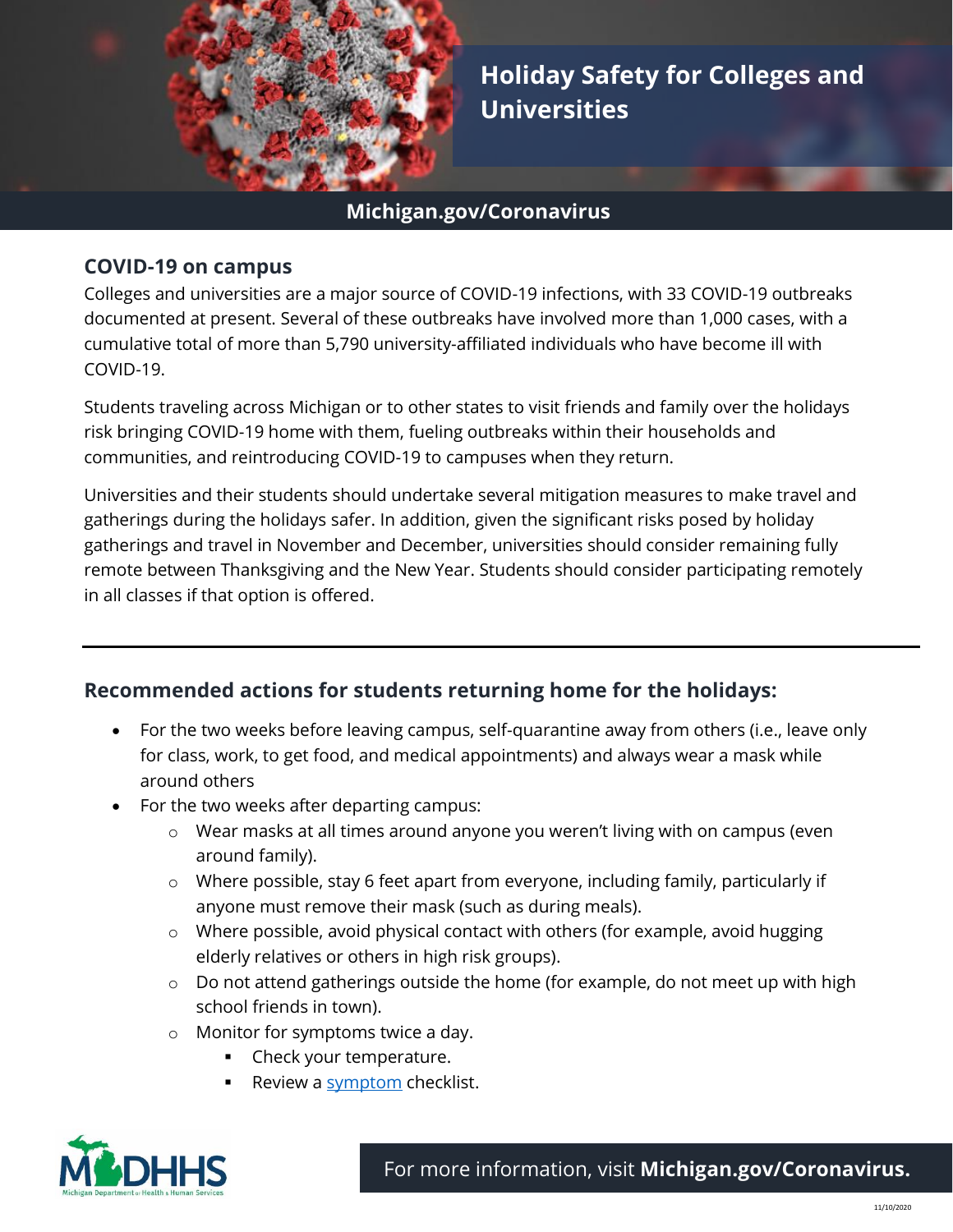# Holiday Safety for Colleges and Universities

**Michigan.gov/Coronavirus**

## COVID-19 on campus

Colleges and universities are a major source of COVID-19 infections, with 33 COVID-19 outbreaks documented at present. Several of these outbreaks have involved more than 1,000 cases, with a cumulative total of more than 5,790 university-affiliated individuals who have become ill with COVID-19.

Students traveling across Michigan or to other states to visit friends and family over the holidays risk bringing COVID-19 home with them, fueling outbreaks within their households and communities, and reintroducing COVID-19 to campuses when they return.

Universities and their students should undertake several mitigation measures to make travel and gatherings during the holidays safer. In addition, given the significant risks posed by holiday gatherings and travel in November and December, universities should consider remaining fully remote between Thanksgiving and the New Year. Students should consider participating remotely in all classes if that option is offered.

---

## Recommended actions for students returning home for the holidays:

- For the two weeks before leaving campus, self-quarantine away from others (i.e., leave only for class, work, to get food, and medical appointments) and always wear a mask while around others
- For the two weeks after departing campus:
  - Wear masks at all times around anyone you weren't living with on campus (even around family).
  - Where possible, stay 6 feet apart from everyone, including family, particularly if anyone must remove their mask (such as during meals).
  - Where possible, avoid physical contact with others (for example, avoid hugging elderly relatives or others in high risk groups).
  - Do not attend gatherings outside the home (for example, do not meet up with high school friends in town).
  - Monitor for symptoms twice a day.
    - Check your temperature.
    - Review a symptom checklist.

For more information, visit **Michigan.gov/Coronavirus.**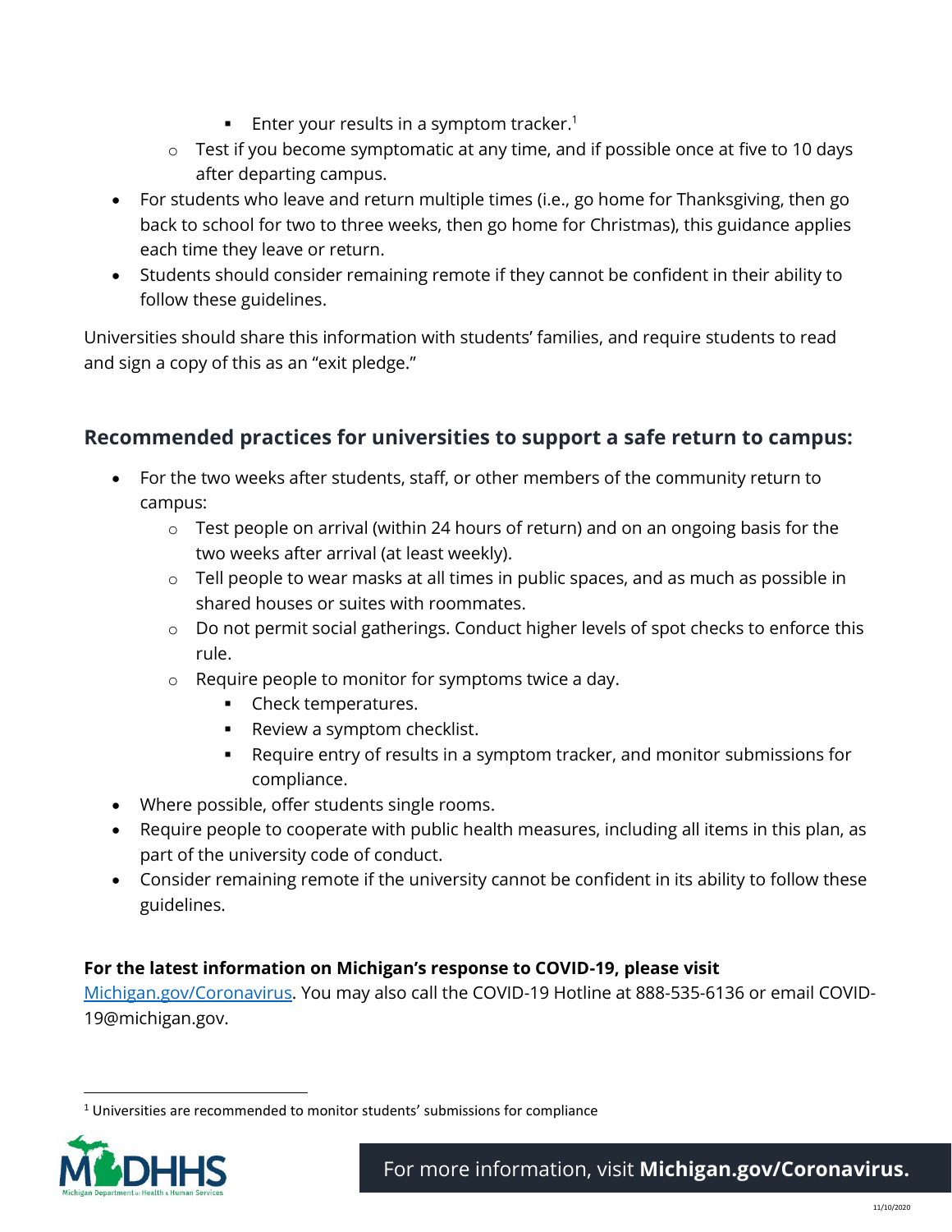- Enter your results in a symptom tracker.[1]
    - Test if you become symptomatic at any time, and if possible once at five to 10 days after departing campus.
- For students who leave and return multiple times (i.e., go home for Thanksgiving, then go back to school for two to three weeks, then go home for Christmas), this guidance applies each time they leave or return.
- Students should consider remaining remote if they cannot be confident in their ability to follow these guidelines.

Universities should share this information with students' families, and require students to read and sign a copy of this as an "exit pledge."

## Recommended practices for universities to support a safe return to campus:

- For the two weeks after students, staff, or other members of the community return to campus:
    - Test people on arrival (within 24 hours of return) and on an ongoing basis for the two weeks after arrival (at least weekly).
    - Tell people to wear masks at all times in public spaces, and as much as possible in shared houses or suites with roommates.
    - Do not permit social gatherings. Conduct higher levels of spot checks to enforce this rule.
    - Require people to monitor for symptoms twice a day.
        - Check temperatures.
        - Review a symptom checklist.
        - Require entry of results in a symptom tracker, and monitor submissions for compliance.
- Where possible, offer students single rooms.
- Require people to cooperate with public health measures, including all items in this plan, as part of the university code of conduct.
- Consider remaining remote if the university cannot be confident in its ability to follow these guidelines.

**For the latest information on Michigan's response to COVID-19, please visit** [Michigan.gov/Coronavirus](Michigan.gov/Coronavirus). You may also call the COVID-19 Hotline at 888-535-6136 or email COVID-19@michigan.gov.

[1] Universities are recommended to monitor students' submissions for compliance

For more information, visit **Michigan.gov/Coronavirus.**

11/10/2020